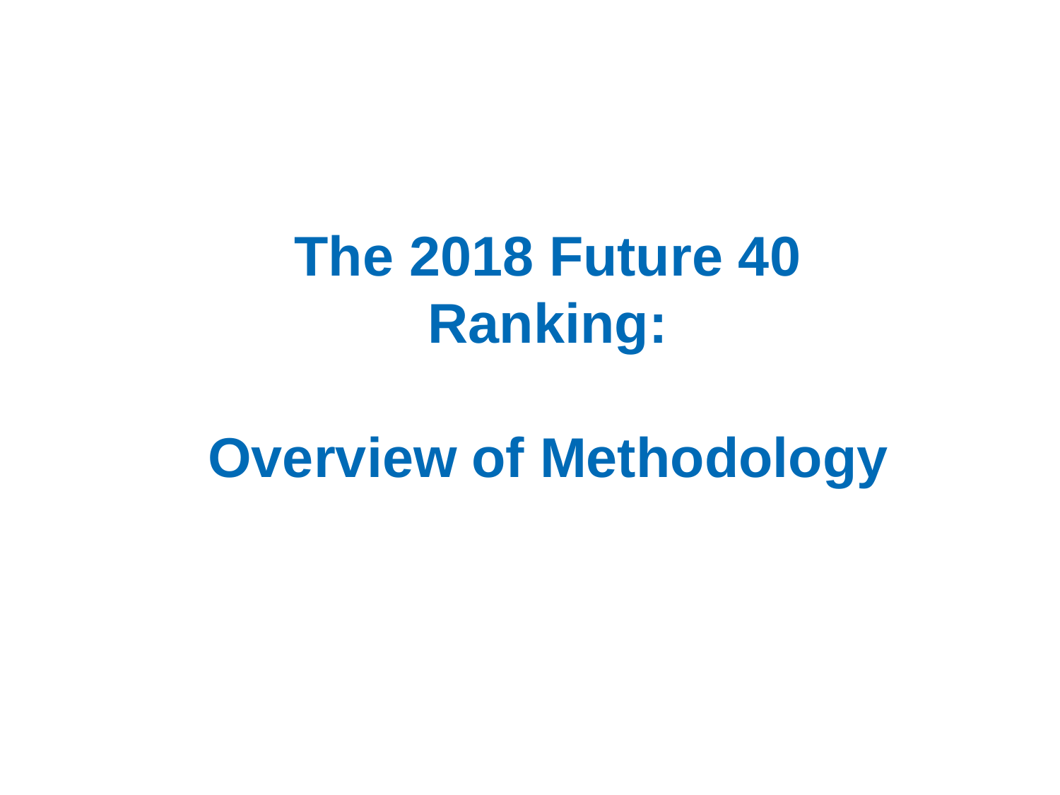# The 2018 Future 40 Ranking:

# Overview of Methodology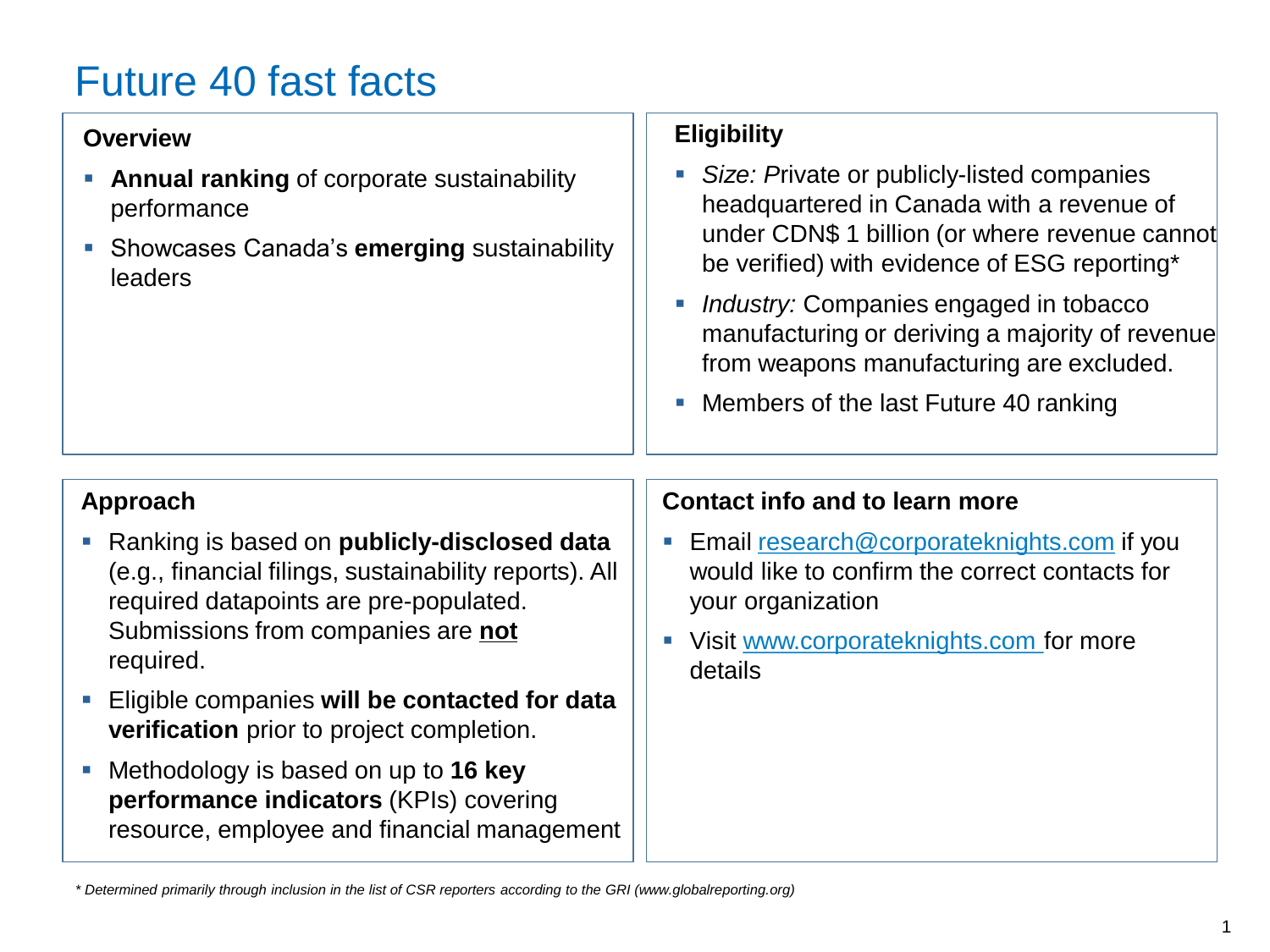# Future 40 fast facts

## Overview

- **Annual ranking** of corporate sustainability performance
- Showcases Canada's **emerging** sustainability leaders

## Eligibility

- *Size: P*rivate or publicly-listed companies headquartered in Canada with a revenue of under CDN$ 1 billion (or where revenue cannot be verified) with evidence of ESG reporting*
- *Industry:* Companies engaged in tobacco manufacturing or deriving a majority of revenue from weapons manufacturing are excluded.
- Members of the last Future 40 ranking

## Approach

- Ranking is based on **publicly-disclosed data** (e.g., financial filings, sustainability reports). All required datapoints are pre-populated. Submissions from companies are **not** required.
- Eligible companies **will be contacted for data verification** prior to project completion.
- Methodology is based on up to **16 key performance indicators** (KPIs) covering resource, employee and financial management

## Contact info and to learn more

- Email research@corporateknights.com if you would like to confirm the correct contacts for your organization
- Visit www.corporateknights.com for more details

*\* Determined primarily through inclusion in the list of CSR reporters according to the GRI (www.globalreporting.org)*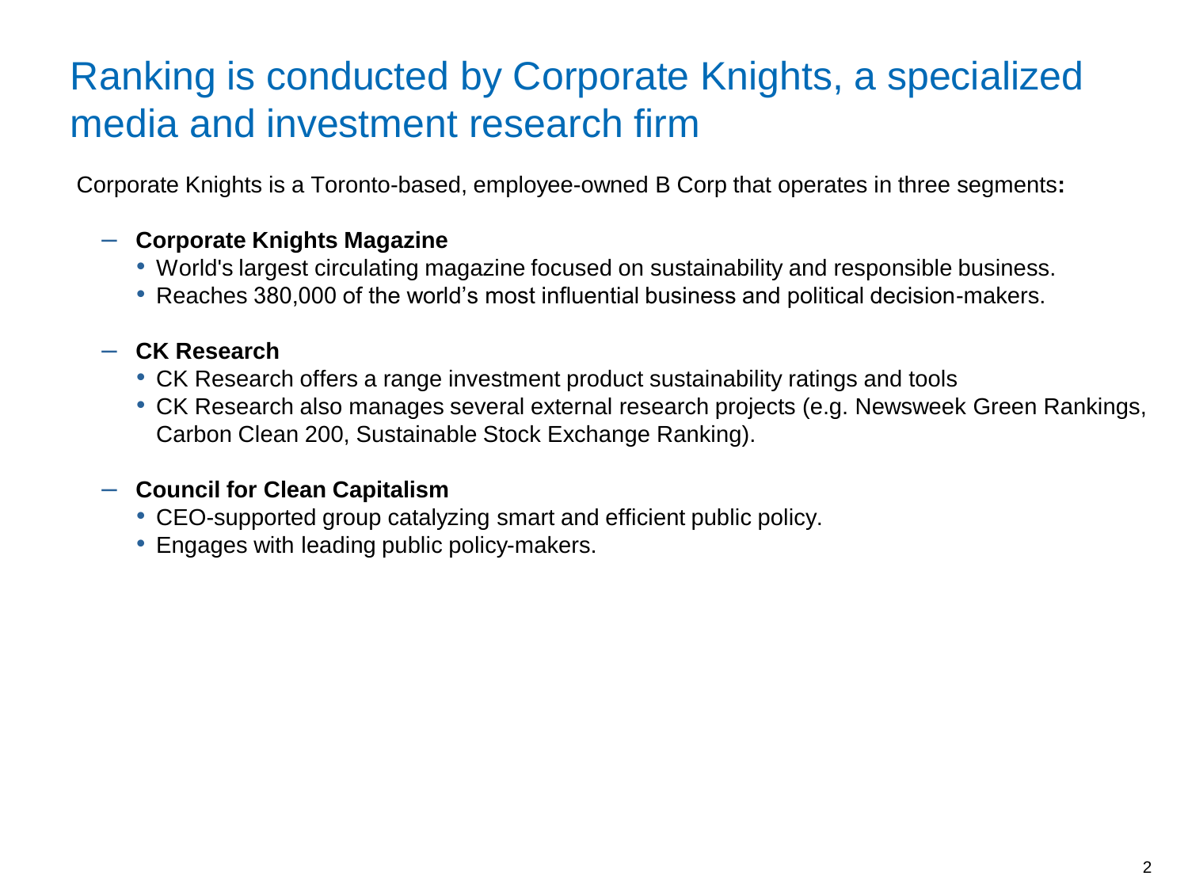# Ranking is conducted by Corporate Knights, a specialized media and investment research firm

Corporate Knights is a Toronto-based, employee-owned B Corp that operates in three segments**:**

- **Corporate Knights Magazine**
  - World's largest circulating magazine focused on sustainability and responsible business.
  - Reaches 380,000 of the world's most influential business and political decision-makers.

- **CK Research**
  - CK Research offers a range investment product sustainability ratings and tools
  - CK Research also manages several external research projects (e.g. Newsweek Green Rankings, Carbon Clean 200, Sustainable Stock Exchange Ranking).

- **Council for Clean Capitalism**
  - CEO-supported group catalyzing smart and efficient public policy.
  - Engages with leading public policy-makers.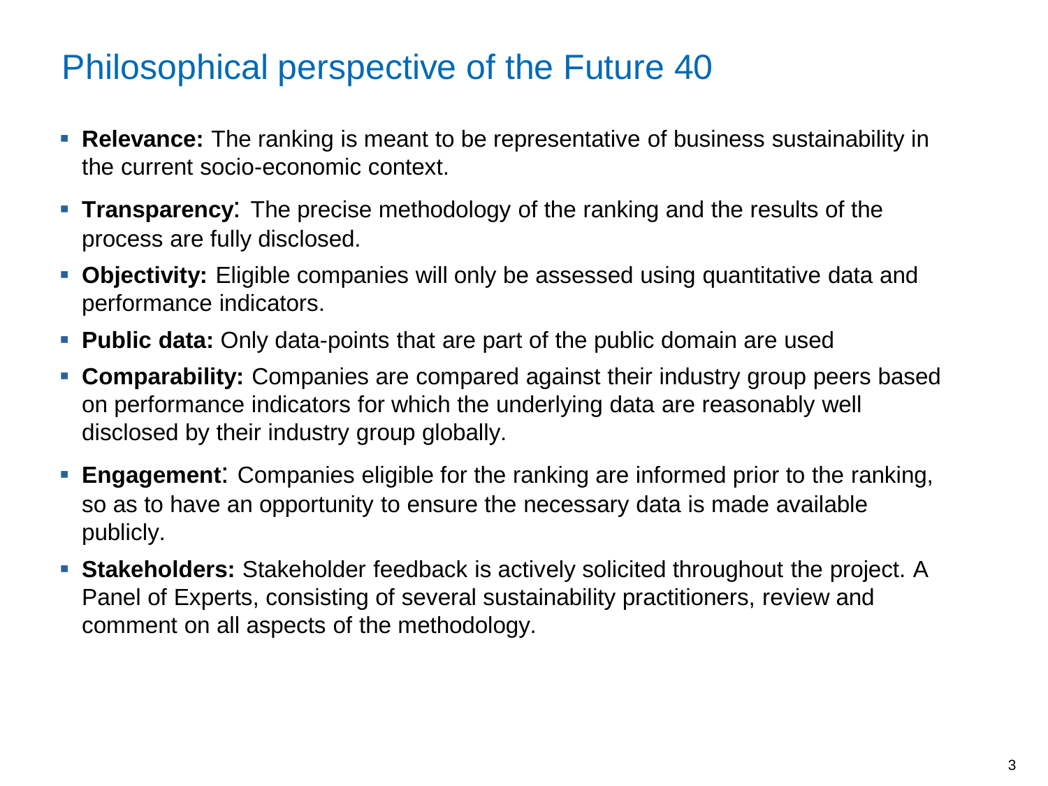# Philosophical perspective of the Future 40

- **Relevance:** The ranking is meant to be representative of business sustainability in the current socio-economic context.
- **Transparency:** The precise methodology of the ranking and the results of the process are fully disclosed.
- **Objectivity:** Eligible companies will only be assessed using quantitative data and performance indicators.
- **Public data:** Only data-points that are part of the public domain are used
- **Comparability:** Companies are compared against their industry group peers based on performance indicators for which the underlying data are reasonably well disclosed by their industry group globally.
- **Engagement:** Companies eligible for the ranking are informed prior to the ranking, so as to have an opportunity to ensure the necessary data is made available publicly.
- **Stakeholders:** Stakeholder feedback is actively solicited throughout the project. A Panel of Experts, consisting of several sustainability practitioners, review and comment on all aspects of the methodology.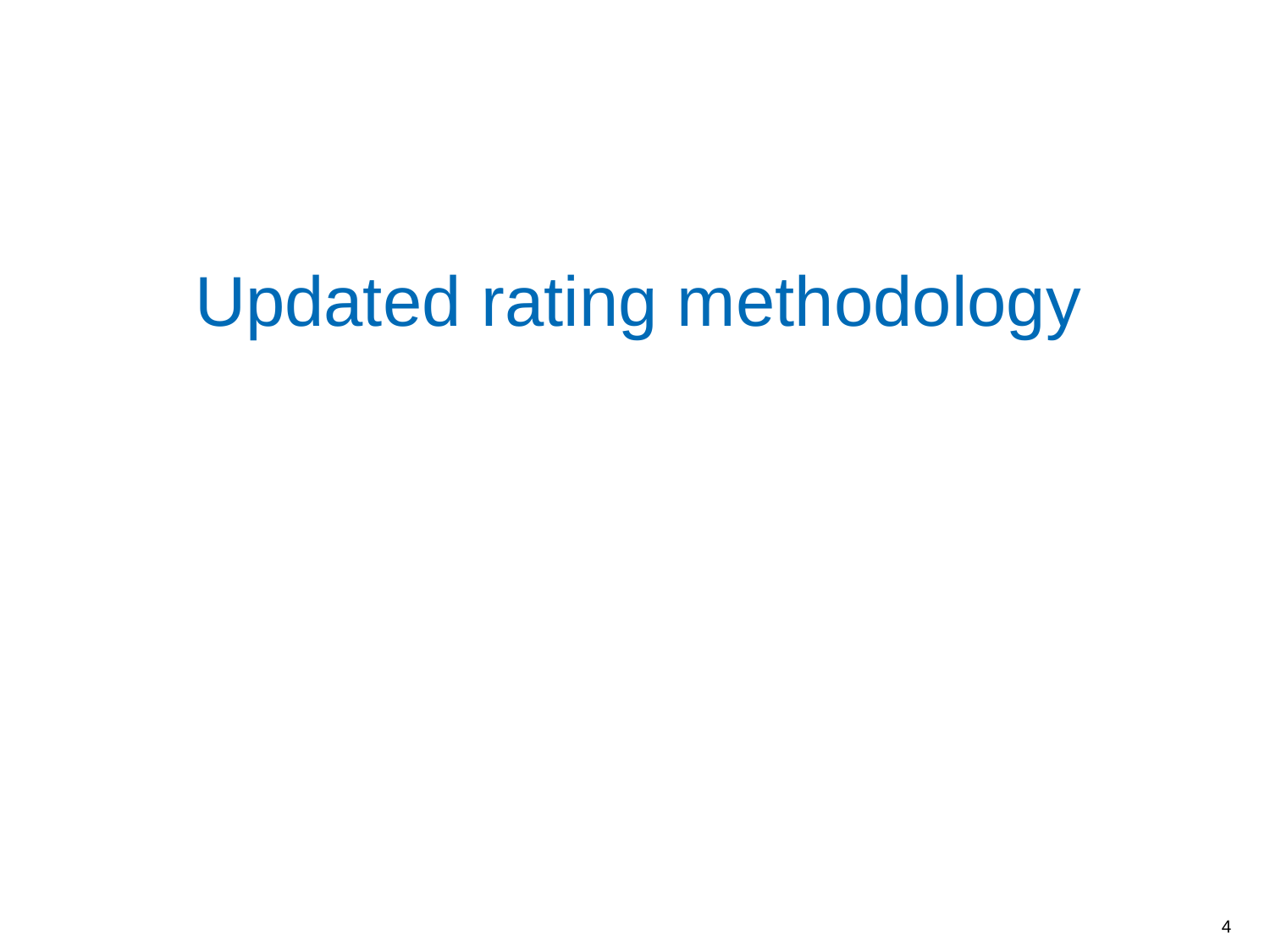# Updated rating methodology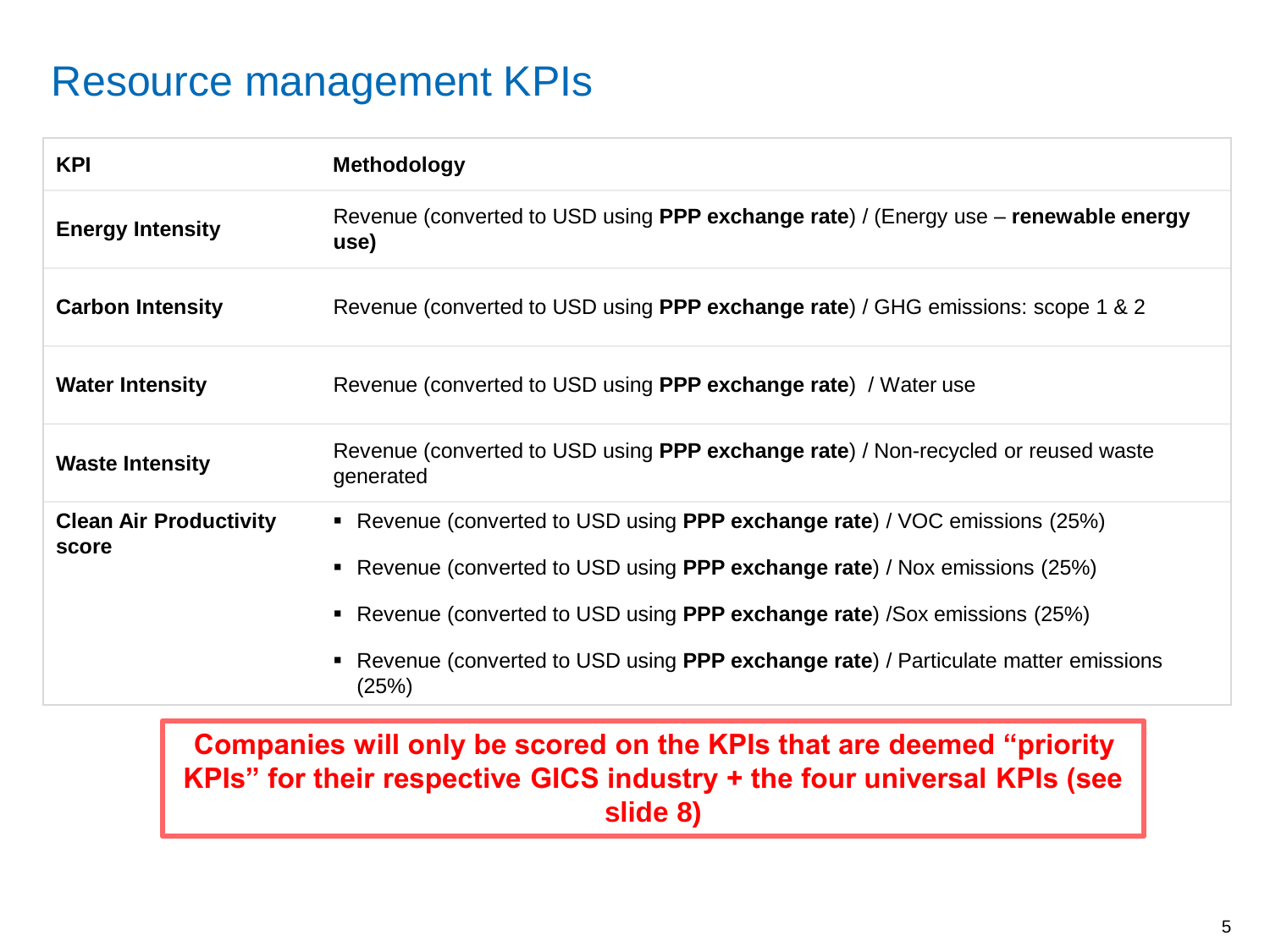# Resource management KPIs

| KPI | Methodology |
|---|---|
| **Energy Intensity** | Revenue (converted to USD using **PPP exchange rate**) / (Energy use – **renewable energy use)** |
| **Carbon Intensity** | Revenue (converted to USD using **PPP exchange rate**) / GHG emissions: scope 1 & 2 |
| **Water Intensity** | Revenue (converted to USD using **PPP exchange rate**) / Water use |
| **Waste Intensity** | Revenue (converted to USD using **PPP exchange rate**) / Non-recycled or reused waste generated |
| **Clean Air Productivity score** | ▪ Revenue (converted to USD using **PPP exchange rate**) / VOC emissions (25%)<br>▪ Revenue (converted to USD using **PPP exchange rate**) / Nox emissions (25%)<br>▪ Revenue (converted to USD using **PPP exchange rate**) /Sox emissions (25%)<br>▪ Revenue (converted to USD using **PPP exchange rate**) / Particulate matter emissions (25%) |

**Companies will only be scored on the KPIs that are deemed "priority KPIs" for their respective GICS industry + the four universal KPIs (see slide 8)**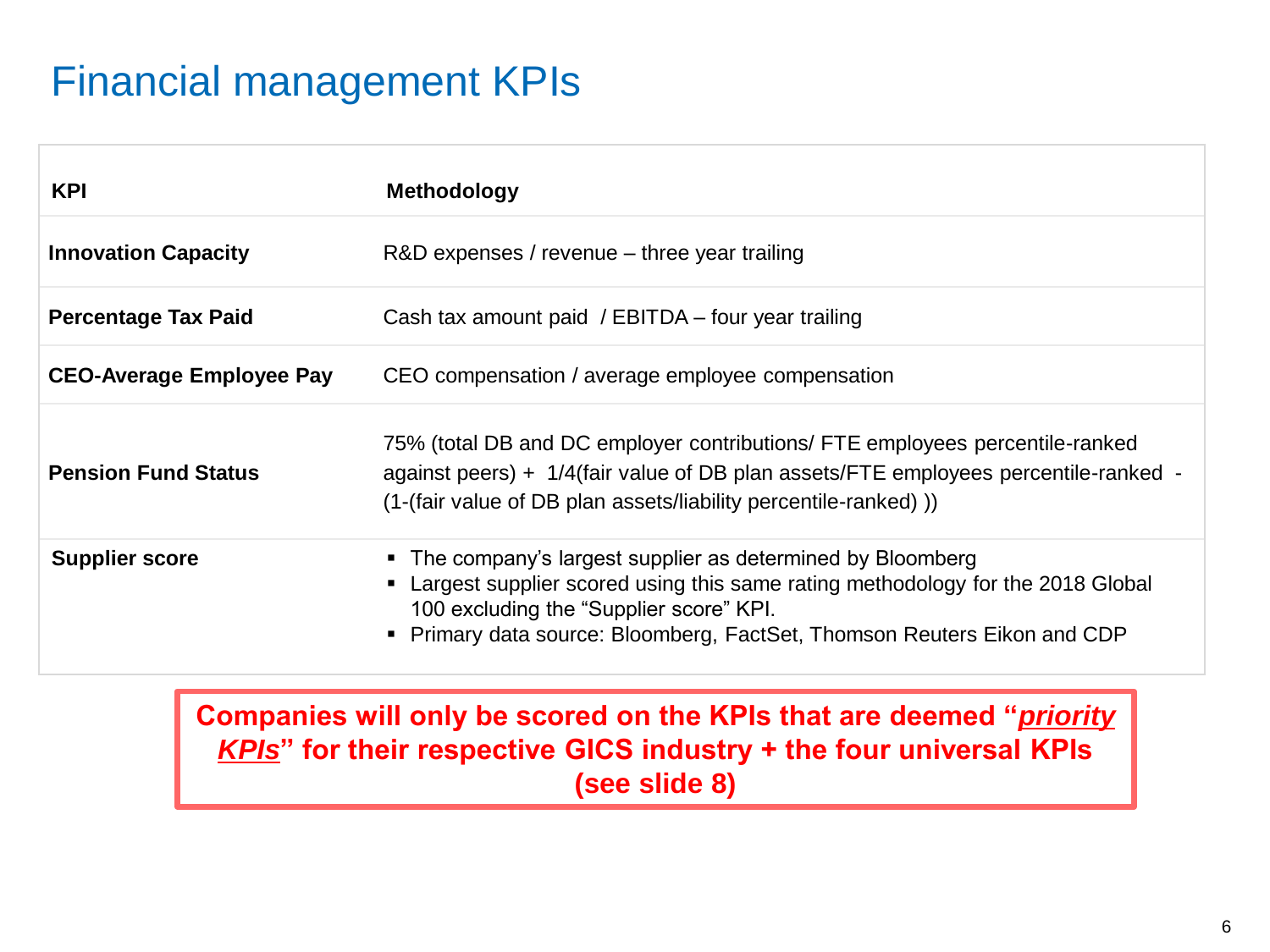# Financial management KPIs

| KPI | Methodology |
|---|---|
| **Innovation Capacity** | R&D expenses / revenue – three year trailing |
| **Percentage Tax Paid** | Cash tax amount paid / EBITDA – four year trailing |
| **CEO-Average Employee Pay** | CEO compensation / average employee compensation |
| **Pension Fund Status** | 75% (total DB and DC employer contributions/ FTE employees percentile-ranked against peers) + 1/4(fair value of DB plan assets/FTE employees percentile-ranked - (1-(fair value of DB plan assets/liability percentile-ranked) )) |
| **Supplier score** | ▪ The company's largest supplier as determined by Bloomberg<br>▪ Largest supplier scored using this same rating methodology for the 2018 Global 100 excluding the "Supplier score" KPI.<br>▪ Primary data source: Bloomberg, FactSet, Thomson Reuters Eikon and CDP |

**Companies will only be scored on the KPIs that are deemed "*priority KPIs*" for their respective GICS industry + the four universal KPIs (see slide 8)**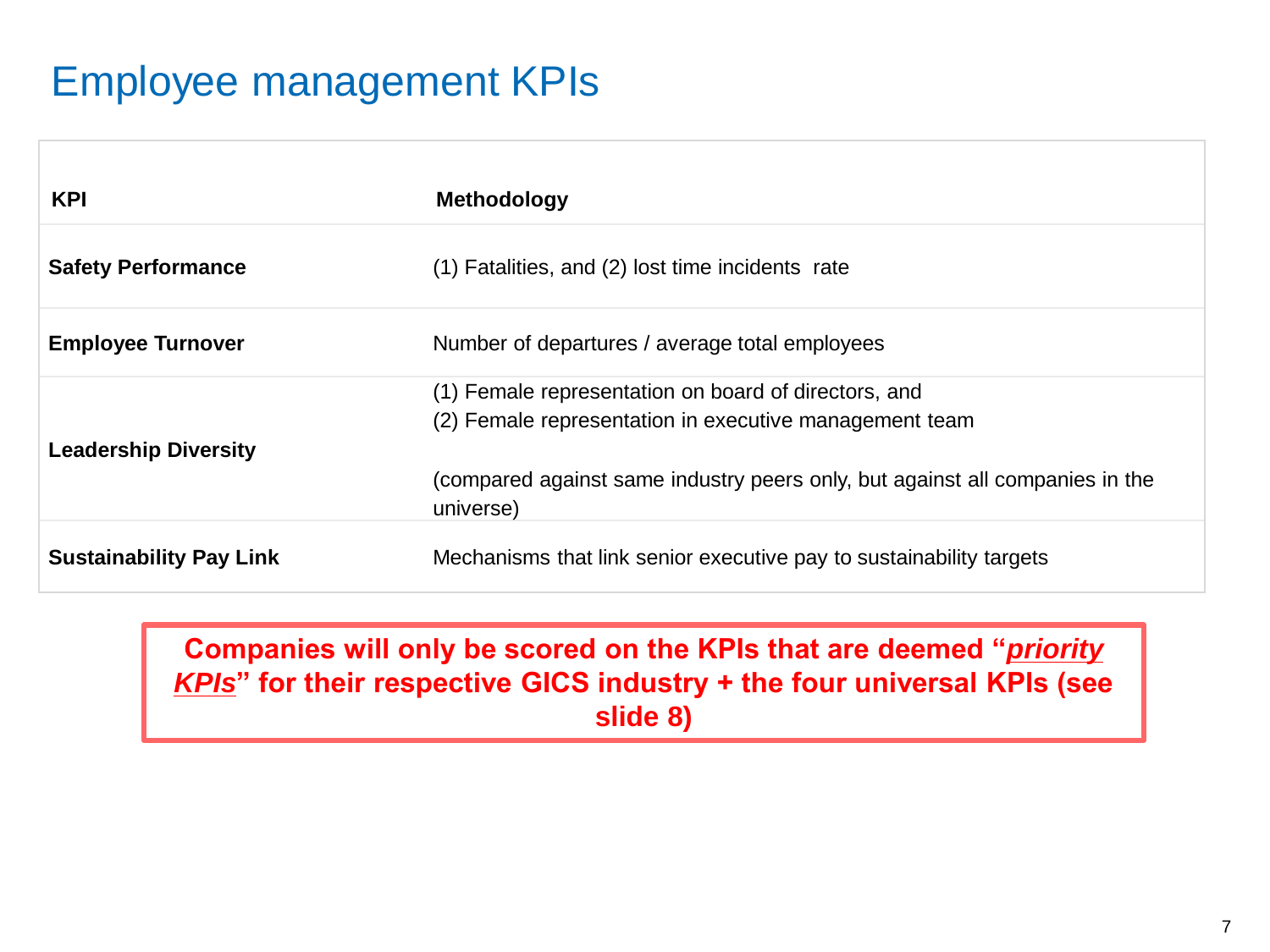# Employee management KPIs

| KPI | Methodology |
|---|---|
| **Safety Performance** | (1) Fatalities, and (2) lost time incidents rate |
| **Employee Turnover** | Number of departures / average total employees |
| **Leadership Diversity** | (1) Female representation on board of directors, and<br>(2) Female representation in executive management team<br><br>(compared against same industry peers only, but against all companies in the universe) |
| **Sustainability Pay Link** | Mechanisms that link senior executive pay to sustainability targets |

**Companies will only be scored on the KPIs that are deemed "*priority KPIs*" for their respective GICS industry + the four universal KPIs (see slide 8)**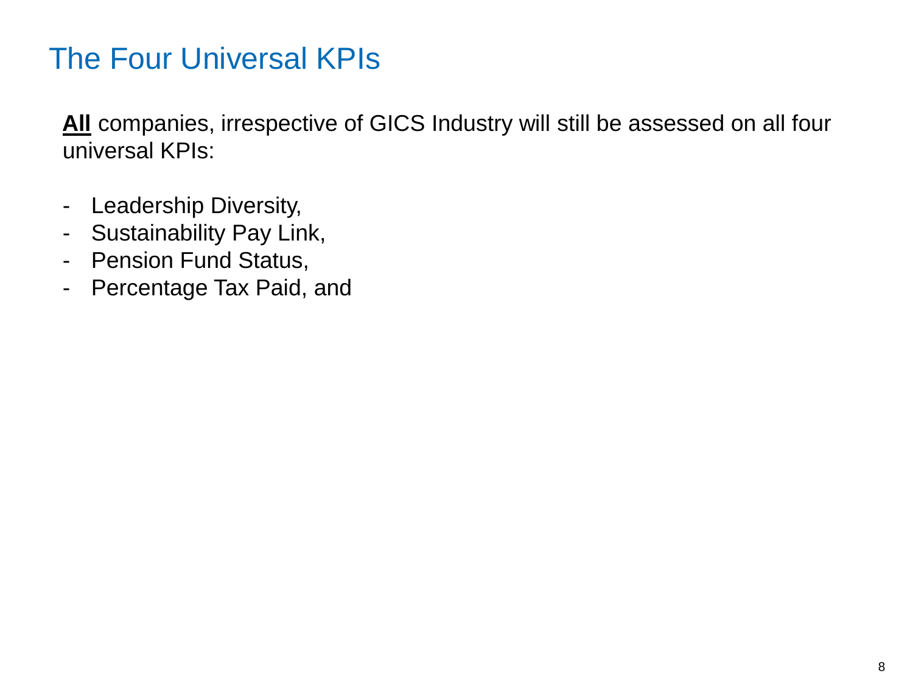# The Four Universal KPIs

**<u>All</u>** companies, irrespective of GICS Industry will still be assessed on all four universal KPIs:

- Leadership Diversity,
- Sustainability Pay Link,
- Pension Fund Status,
- Percentage Tax Paid, and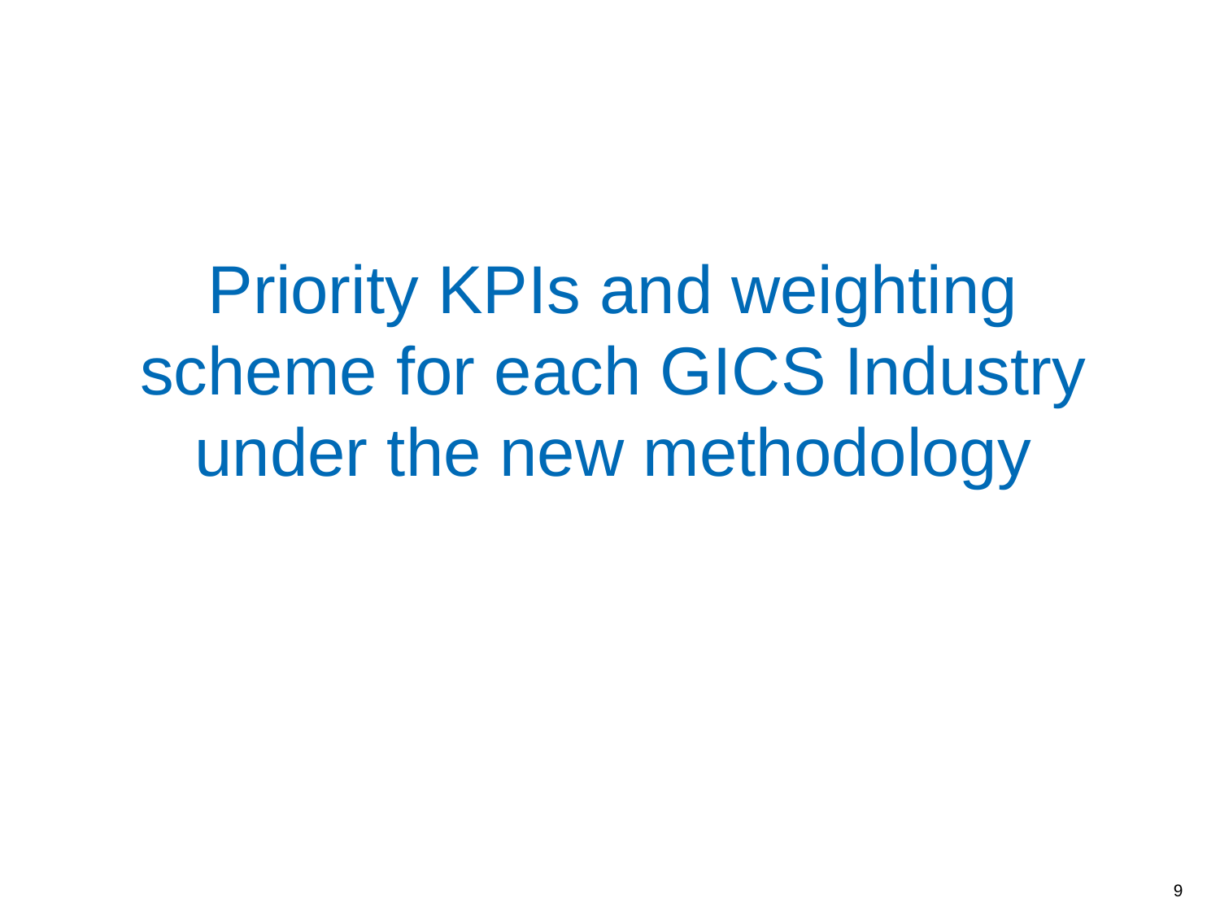# Priority KPIs and weighting scheme for each GICS Industry under the new methodology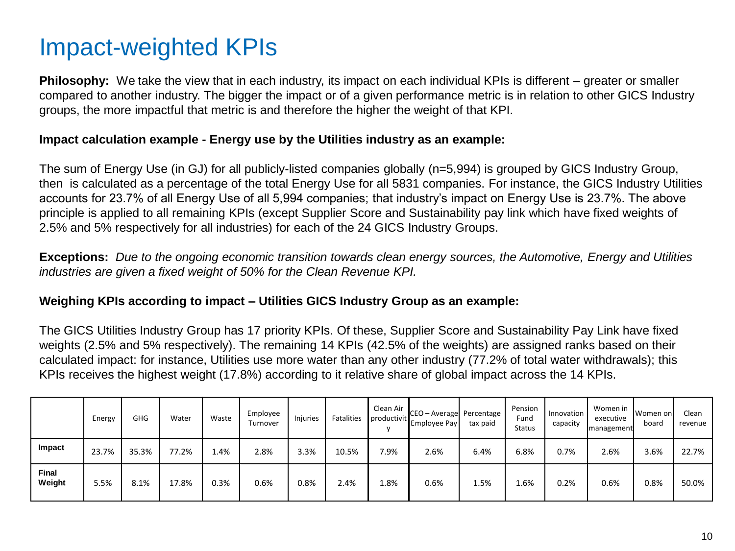# Impact-weighted KPIs

**Philosophy:** We take the view that in each industry, its impact on each individual KPIs is different – greater or smaller compared to another industry. The bigger the impact or of a given performance metric is in relation to other GICS Industry groups, the more impactful that metric is and therefore the higher the weight of that KPI.

**Impact calculation example - Energy use by the Utilities industry as an example:**

The sum of Energy Use (in GJ) for all publicly-listed companies globally (n=5,994) is grouped by GICS Industry Group, then is calculated as a percentage of the total Energy Use for all 5831 companies. For instance, the GICS Industry Utilities accounts for 23.7% of all Energy Use of all 5,994 companies; that industry's impact on Energy Use is 23.7%. The above principle is applied to all remaining KPIs (except Supplier Score and Sustainability pay link which have fixed weights of 2.5% and 5% respectively for all industries) for each of the 24 GICS Industry Groups.

**Exceptions:** *Due to the ongoing economic transition towards clean energy sources, the Automotive, Energy and Utilities industries are given a fixed weight of 50% for the Clean Revenue KPI.*

**Weighing KPIs according to impact – Utilities GICS Industry Group as an example:**

The GICS Utilities Industry Group has 17 priority KPIs. Of these, Supplier Score and Sustainability Pay Link have fixed weights (2.5% and 5% respectively). The remaining 14 KPIs (42.5% of the weights) are assigned ranks based on their calculated impact: for instance, Utilities use more water than any other industry (77.2% of total water withdrawals); this KPIs receives the highest weight (17.8%) according to it relative share of global impact across the 14 KPIs.

| | Energy | GHG | Water | Waste | Employee Turnover | Injuries | Fatalities | Clean Air productivity | CEO – Average Employee Pay | Percentage tax paid | Pension Fund Status | Innovation capacity | Women in executive management | Women on board | Clean revenue |
|---|---|---|---|---|---|---|---|---|---|---|---|---|---|---|---|
| **Impact** | 23.7% | 35.3% | 77.2% | 1.4% | 2.8% | 3.3% | 10.5% | 7.9% | 2.6% | 6.4% | 6.8% | 0.7% | 2.6% | 3.6% | 22.7% |
| **Final Weight** | 5.5% | 8.1% | 17.8% | 0.3% | 0.6% | 0.8% | 2.4% | 1.8% | 0.6% | 1.5% | 1.6% | 0.2% | 0.6% | 0.8% | 50.0% |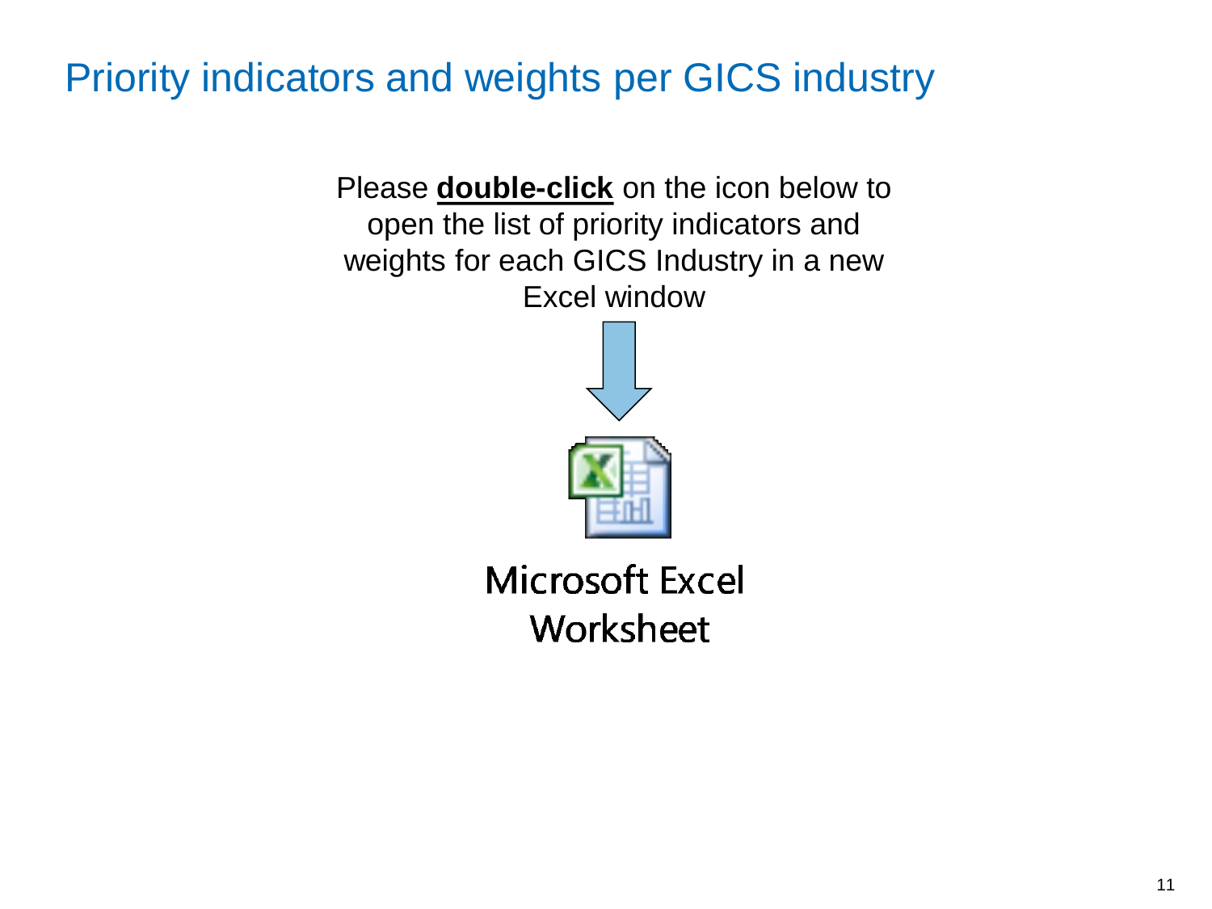# Priority indicators and weights per GICS industry

Please **double-click** on the icon below to open the list of priority indicators and weights for each GICS Industry in a new Excel window

Microsoft Excel Worksheet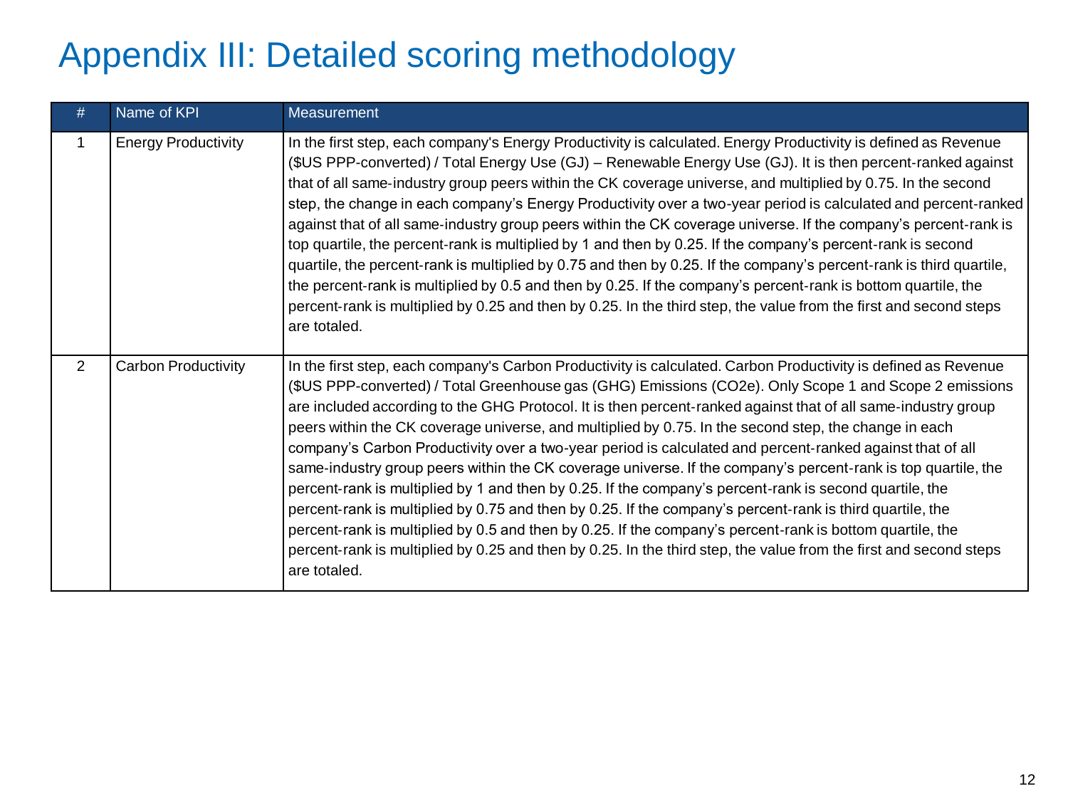# Appendix III: Detailed scoring methodology

| # | Name of KPI | Measurement |
|---|---|---|
| 1 | Energy Productivity | In the first step, each company's Energy Productivity is calculated. Energy Productivity is defined as Revenue ($US PPP-converted) / Total Energy Use (GJ) – Renewable Energy Use (GJ). It is then percent-ranked against that of all same-industry group peers within the CK coverage universe, and multiplied by 0.75. In the second step, the change in each company's Energy Productivity over a two-year period is calculated and percent-ranked against that of all same-industry group peers within the CK coverage universe. If the company's percent-rank is top quartile, the percent-rank is multiplied by 1 and then by 0.25. If the company's percent-rank is second quartile, the percent-rank is multiplied by 0.75 and then by 0.25. If the company's percent-rank is third quartile, the percent-rank is multiplied by 0.5 and then by 0.25. If the company's percent-rank is bottom quartile, the percent-rank is multiplied by 0.25 and then by 0.25. In the third step, the value from the first and second steps are totaled. |
| 2 | Carbon Productivity | In the first step, each company's Carbon Productivity is calculated. Carbon Productivity is defined as Revenue ($US PPP-converted) / Total Greenhouse gas (GHG) Emissions ($CO_2e$). Only Scope 1 and Scope 2 emissions are included according to the GHG Protocol. It is then percent-ranked against that of all same-industry group peers within the CK coverage universe, and multiplied by 0.75. In the second step, the change in each company's Carbon Productivity over a two-year period is calculated and percent-ranked against that of all same-industry group peers within the CK coverage universe. If the company's percent-rank is top quartile, the percent-rank is multiplied by 1 and then by 0.25. If the company's percent-rank is second quartile, the percent-rank is multiplied by 0.75 and then by 0.25. If the company's percent-rank is third quartile, the percent-rank is multiplied by 0.5 and then by 0.25. If the company's percent-rank is bottom quartile, the percent-rank is multiplied by 0.25 and then by 0.25. In the third step, the value from the first and second steps are totaled. |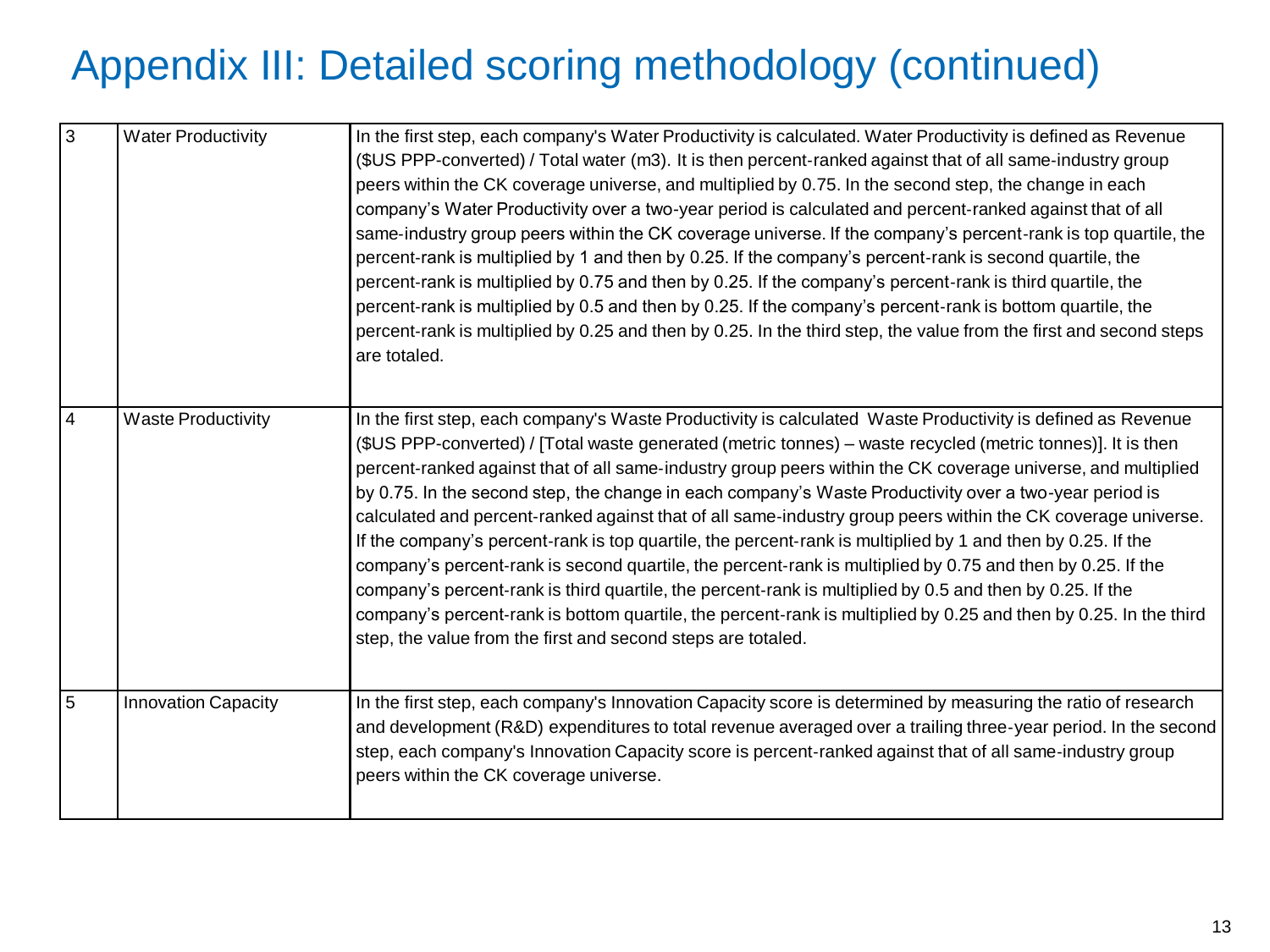# Appendix III: Detailed scoring methodology (continued)

| | | |
|---|---|---|
| 3 | Water Productivity | In the first step, each company's Water Productivity is calculated. Water Productivity is defined as Revenue ($US PPP-converted) / Total water (m3). It is then percent-ranked against that of all same-industry group peers within the CK coverage universe, and multiplied by 0.75. In the second step, the change in each company's Water Productivity over a two-year period is calculated and percent-ranked against that of all same-industry group peers within the CK coverage universe. If the company's percent-rank is top quartile, the percent-rank is multiplied by 1 and then by 0.25. If the company's percent-rank is second quartile, the percent-rank is multiplied by 0.75 and then by 0.25. If the company's percent-rank is third quartile, the percent-rank is multiplied by 0.5 and then by 0.25. If the company's percent-rank is bottom quartile, the percent-rank is multiplied by 0.25 and then by 0.25. In the third step, the value from the first and second steps are totaled. |
| 4 | Waste Productivity | In the first step, each company's Waste Productivity is calculated  Waste Productivity is defined as Revenue ($US PPP-converted) / [Total waste generated (metric tonnes) – waste recycled (metric tonnes)]. It is then percent-ranked against that of all same-industry group peers within the CK coverage universe, and multiplied by 0.75. In the second step, the change in each company's Waste Productivity over a two-year period is calculated and percent-ranked against that of all same-industry group peers within the CK coverage universe. If the company's percent-rank is top quartile, the percent-rank is multiplied by 1 and then by 0.25. If the company's percent-rank is second quartile, the percent-rank is multiplied by 0.75 and then by 0.25. If the company's percent-rank is third quartile, the percent-rank is multiplied by 0.5 and then by 0.25. If the company's percent-rank is bottom quartile, the percent-rank is multiplied by 0.25 and then by 0.25. In the third step, the value from the first and second steps are totaled. |
| 5 | Innovation Capacity | In the first step, each company's Innovation Capacity score is determined by measuring the ratio of research and development (R&D) expenditures to total revenue averaged over a trailing three-year period. In the second step, each company's Innovation Capacity score is percent-ranked against that of all same-industry group peers within the CK coverage universe. |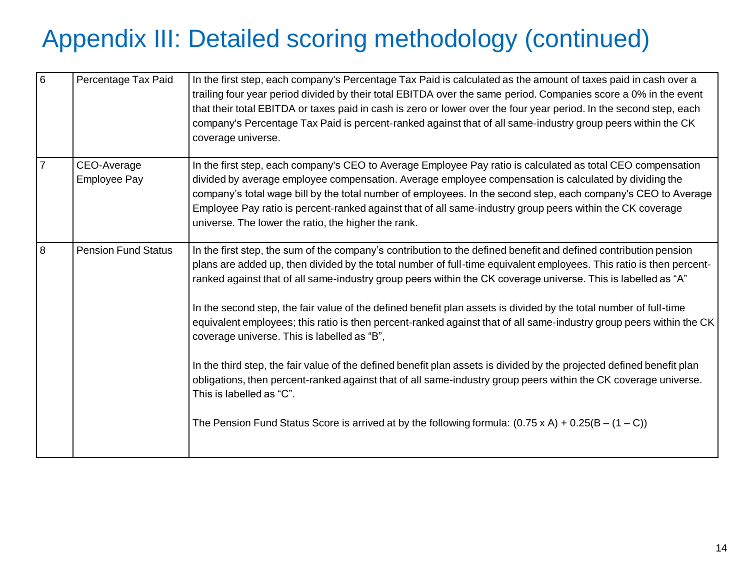# Appendix III: Detailed scoring methodology (continued)

| | | |
|---|---|---|
| 6 | Percentage Tax Paid | In the first step, each company's Percentage Tax Paid is calculated as the amount of taxes paid in cash over a trailing four year period divided by their total EBITDA over the same period. Companies score a 0% in the event that their total EBITDA or taxes paid in cash is zero or lower over the four year period. In the second step, each company's Percentage Tax Paid is percent-ranked against that of all same-industry group peers within the CK coverage universe. |
| 7 | CEO-Average Employee Pay | In the first step, each company's CEO to Average Employee Pay ratio is calculated as total CEO compensation divided by average employee compensation. Average employee compensation is calculated by dividing the company's total wage bill by the total number of employees. In the second step, each company's CEO to Average Employee Pay ratio is percent-ranked against that of all same-industry group peers within the CK coverage universe. The lower the ratio, the higher the rank. |
| 8 | Pension Fund Status | In the first step, the sum of the company's contribution to the defined benefit and defined contribution pension plans are added up, then divided by the total number of full-time equivalent employees. This ratio is then percent-ranked against that of all same-industry group peers within the CK coverage universe. This is labelled as "A"<br><br>In the second step, the fair value of the defined benefit plan assets is divided by the total number of full-time equivalent employees; this ratio is then percent-ranked against that of all same-industry group peers within the CK coverage universe. This is labelled as "B",<br><br>In the third step, the fair value of the defined benefit plan assets is divided by the projected defined benefit plan obligations, then percent-ranked against that of all same-industry group peers within the CK coverage universe. This is labelled as "C".<br><br>The Pension Fund Status Score is arrived at by the following formula: $(0.75 \times A) + 0.25(B - (1 - C))$ |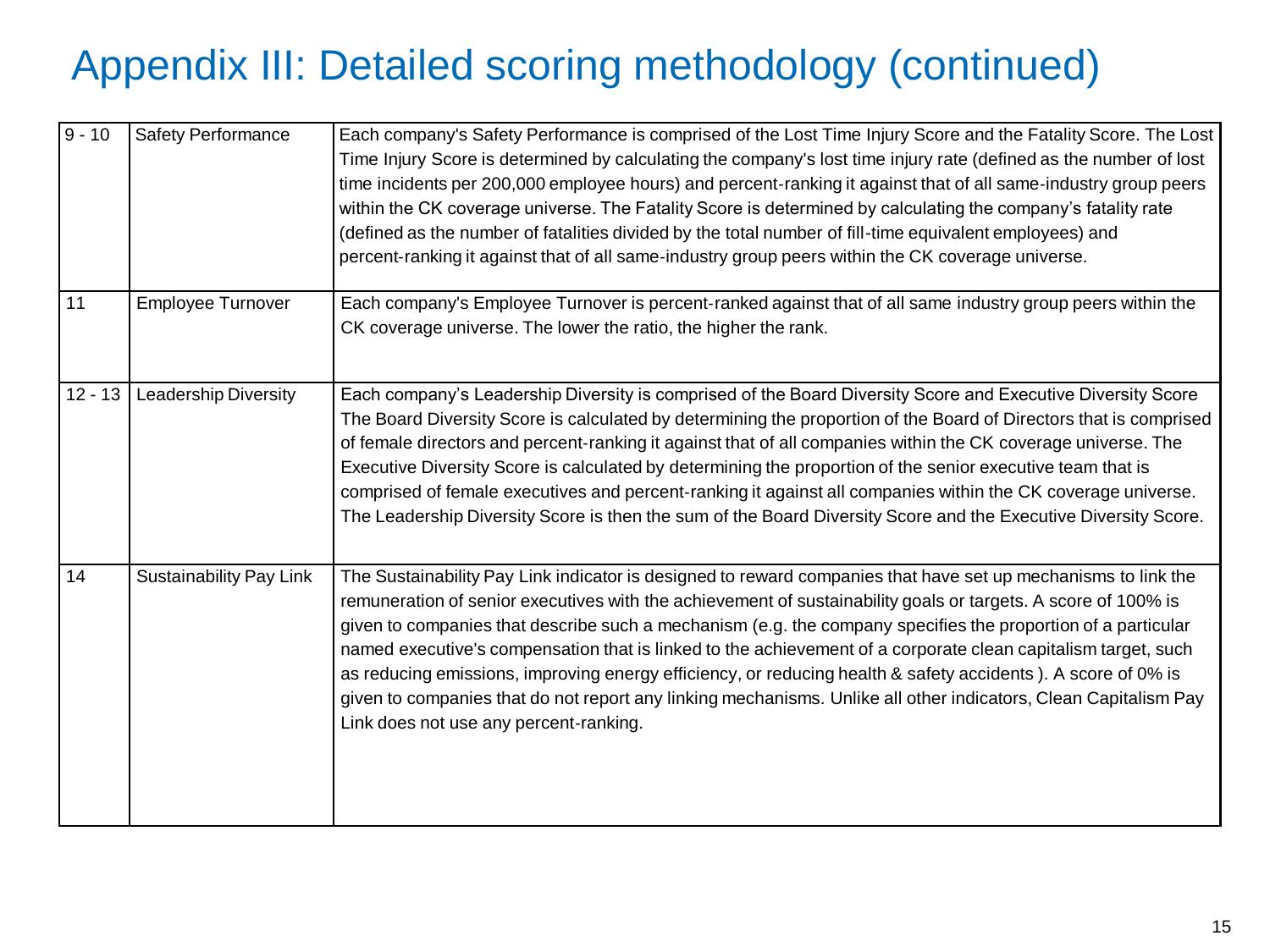# Appendix III: Detailed scoring methodology (continued)

| | | |
|---|---|---|
| 9 - 10 | Safety Performance | Each company's Safety Performance is comprised of the Lost Time Injury Score and the Fatality Score. The Lost Time Injury Score is determined by calculating the company's lost time injury rate (defined as the number of lost time incidents per 200,000 employee hours) and percent-ranking it against that of all same-industry group peers within the CK coverage universe. The Fatality Score is determined by calculating the company's fatality rate (defined as the number of fatalities divided by the total number of fill-time equivalent employees) and percent-ranking it against that of all same-industry group peers within the CK coverage universe. |
| 11 | Employee Turnover | Each company's Employee Turnover is percent-ranked against that of all same industry group peers within the CK coverage universe. The lower the ratio, the higher the rank. |
| 12 - 13 | Leadership Diversity | Each company's Leadership Diversity is comprised of the Board Diversity Score and Executive Diversity Score The Board Diversity Score is calculated by determining the proportion of the Board of Directors that is comprised of female directors and percent-ranking it against that of all companies within the CK coverage universe. The Executive Diversity Score is calculated by determining the proportion of the senior executive team that is comprised of female executives and percent-ranking it against all companies within the CK coverage universe. The Leadership Diversity Score is then the sum of the Board Diversity Score and the Executive Diversity Score. |
| 14 | Sustainability Pay Link | The Sustainability Pay Link indicator is designed to reward companies that have set up mechanisms to link the remuneration of senior executives with the achievement of sustainability goals or targets. A score of 100% is given to companies that describe such a mechanism (e.g. the company specifies the proportion of a particular named executive's compensation that is linked to the achievement of a corporate clean capitalism target, such as reducing emissions, improving energy efficiency, or reducing health & safety accidents ). A score of 0% is given to companies that do not report any linking mechanisms. Unlike all other indicators, Clean Capitalism Pay Link does not use any percent-ranking. |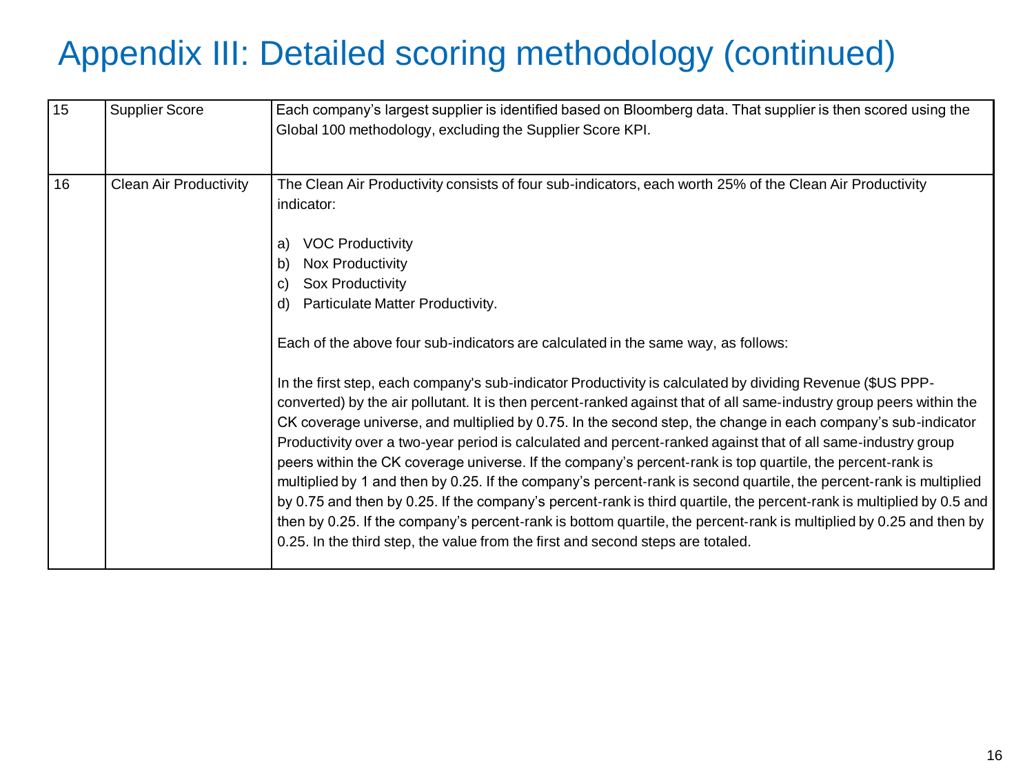# Appendix III: Detailed scoring methodology (continued)

| | | |
|---|---|---|
| 15 | Supplier Score | Each company's largest supplier is identified based on Bloomberg data. That supplier is then scored using the Global 100 methodology, excluding the Supplier Score KPI. |
| 16 | Clean Air Productivity | The Clean Air Productivity consists of four sub-indicators, each worth 25% of the Clean Air Productivity indicator:<br><br>a) VOC Productivity<br>b) Nox Productivity<br>c) Sox Productivity<br>d) Particulate Matter Productivity.<br><br>Each of the above four sub-indicators are calculated in the same way, as follows:<br><br>In the first step, each company's sub-indicator Productivity is calculated by dividing Revenue ($US PPP-converted) by the air pollutant. It is then percent-ranked against that of all same-industry group peers within the CK coverage universe, and multiplied by 0.75. In the second step, the change in each company's sub-indicator Productivity over a two-year period is calculated and percent-ranked against that of all same-industry group peers within the CK coverage universe. If the company's percent-rank is top quartile, the percent-rank is multiplied by 1 and then by 0.25. If the company's percent-rank is second quartile, the percent-rank is multiplied by 0.75 and then by 0.25. If the company's percent-rank is third quartile, the percent-rank is multiplied by 0.5 and then by 0.25. If the company's percent-rank is bottom quartile, the percent-rank is multiplied by 0.25 and then by 0.25. In the third step, the value from the first and second steps are totaled. |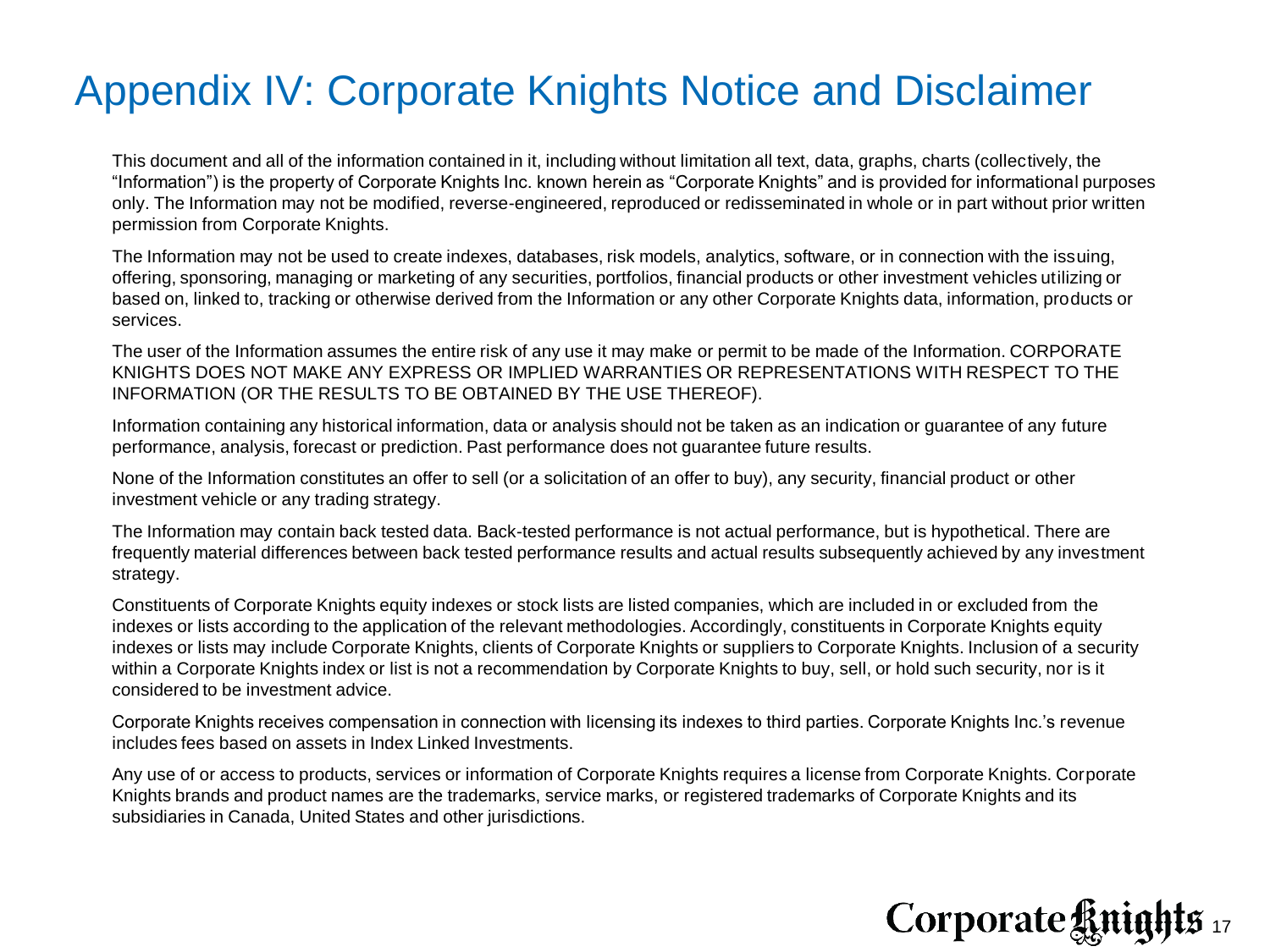# Appendix IV: Corporate Knights Notice and Disclaimer

This document and all of the information contained in it, including without limitation all text, data, graphs, charts (collectively, the "Information") is the property of Corporate Knights Inc. known herein as "Corporate Knights" and is provided for informational purposes only. The Information may not be modified, reverse-engineered, reproduced or redisseminated in whole or in part without prior written permission from Corporate Knights.

The Information may not be used to create indexes, databases, risk models, analytics, software, or in connection with the issuing, offering, sponsoring, managing or marketing of any securities, portfolios, financial products or other investment vehicles utilizing or based on, linked to, tracking or otherwise derived from the Information or any other Corporate Knights data, information, products or services.

The user of the Information assumes the entire risk of any use it may make or permit to be made of the Information. CORPORATE KNIGHTS DOES NOT MAKE ANY EXPRESS OR IMPLIED WARRANTIES OR REPRESENTATIONS WITH RESPECT TO THE INFORMATION (OR THE RESULTS TO BE OBTAINED BY THE USE THEREOF).

Information containing any historical information, data or analysis should not be taken as an indication or guarantee of any future performance, analysis, forecast or prediction. Past performance does not guarantee future results.

None of the Information constitutes an offer to sell (or a solicitation of an offer to buy), any security, financial product or other investment vehicle or any trading strategy.

The Information may contain back tested data. Back-tested performance is not actual performance, but is hypothetical. There are frequently material differences between back tested performance results and actual results subsequently achieved by any investment strategy.

Constituents of Corporate Knights equity indexes or stock lists are listed companies, which are included in or excluded from the indexes or lists according to the application of the relevant methodologies. Accordingly, constituents in Corporate Knights equity indexes or lists may include Corporate Knights, clients of Corporate Knights or suppliers to Corporate Knights. Inclusion of a security within a Corporate Knights index or list is not a recommendation by Corporate Knights to buy, sell, or hold such security, nor is it considered to be investment advice.

Corporate Knights receives compensation in connection with licensing its indexes to third parties. Corporate Knights Inc.'s revenue includes fees based on assets in Index Linked Investments.

Any use of or access to products, services or information of Corporate Knights requires a license from Corporate Knights. Corporate Knights brands and product names are the trademarks, service marks, or registered trademarks of Corporate Knights and its subsidiaries in Canada, United States and other jurisdictions.